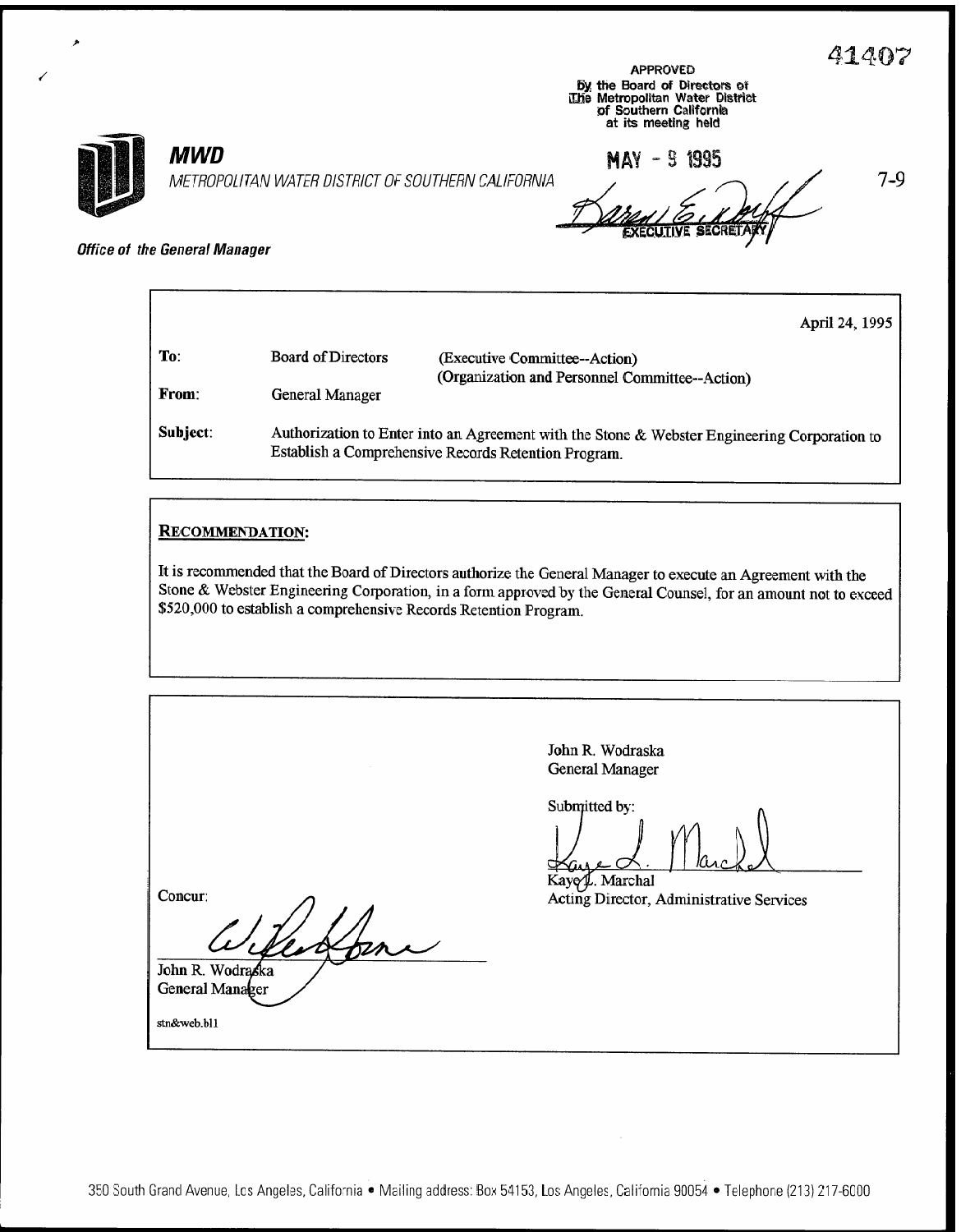41407

APPROVED
by the Board of Directors of
The Metropolitan Water District
of Southern California
at its meeting held

MAY - 9 1995

EXECUTIVE SECRETARY

7-9

**MWD**

*METROPOLITAN WATER DISTRICT OF SOUTHERN CALIFORNIA*

***Office of the General Manager***

April 24, 1995

| | | |
|---|---|---|
| **To**: | Board of Directors | (Executive Committee--Action) (Organization and Personnel Committee--Action) |
| **From**: | General Manager | |
| **Subject**: | Authorization to Enter into an Agreement with the Stone & Webster Engineering Corporation to Establish a Comprehensive Records Retention Program. | |

**RECOMMENDATION:**

It is recommended that the Board of Directors authorize the General Manager to execute an Agreement with the Stone & Webster Engineering Corporation, in a form approved by the General Counsel, for an amount not to exceed $520,000 to establish a comprehensive Records Retention Program.

John R. Wodraska
General Manager

Submitted by:

Kaye L. Marchal
Acting Director, Administrative Services

Concur:

John R. Wodraska
General Manager

stn&web.bl1

350 South Grand Avenue, Los Angeles, California • Mailing address: Box 54153, Los Angeles, California 90054 • Telephone (213) 217-6000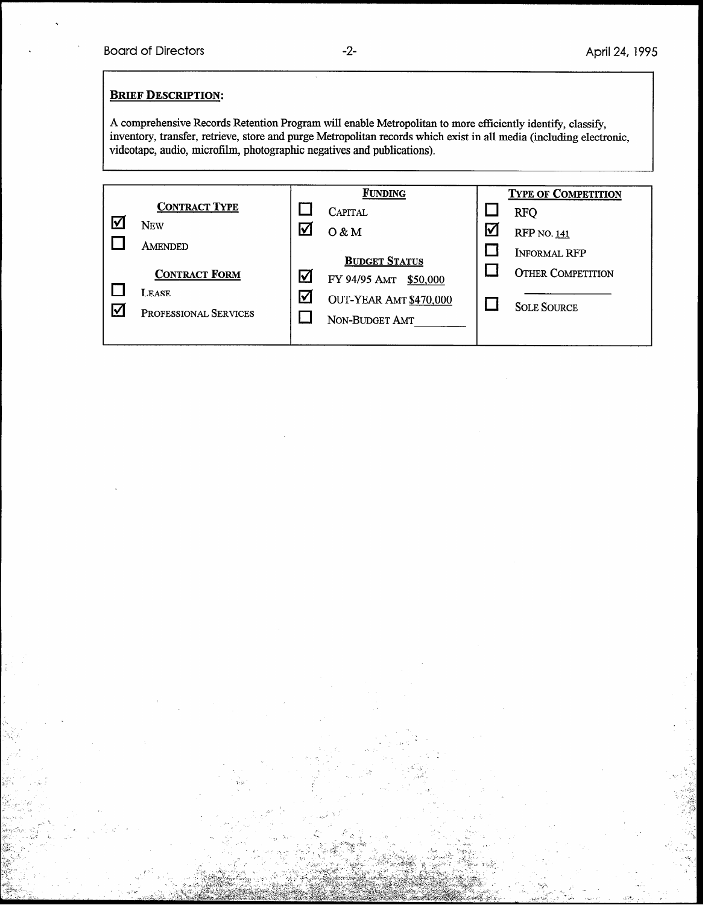**BRIEF DESCRIPTION:**

A comprehensive Records Retention Program will enable Metropolitan to more efficiently identify, classify, inventory, transfer, retrieve, store and purge Metropolitan records which exist in all media (including electronic, videotape, audio, microfilm, photographic negatives and publications).

| CONTRACT TYPE | FUNDING | TYPE OF COMPETITION |
|---|---|---|
| ☑ NEW | ☐ CAPITAL | ☐ RFQ |
| ☐ AMENDED | ☑ O & M | ☑ RFP NO. 141 |
| **CONTRACT FORM** | **BUDGET STATUS** | ☐ INFORMAL RFP |
| ☐ LEASE | ☑ FY 94/95 AMT $50,000 | ☐ OTHER COMPETITION ________ |
| ☑ PROFESSIONAL SERVICES | ☑ OUT-YEAR AMT $470,000 | ☐ SOLE SOURCE |
| | ☐ NON-BUDGET AMT ________ | |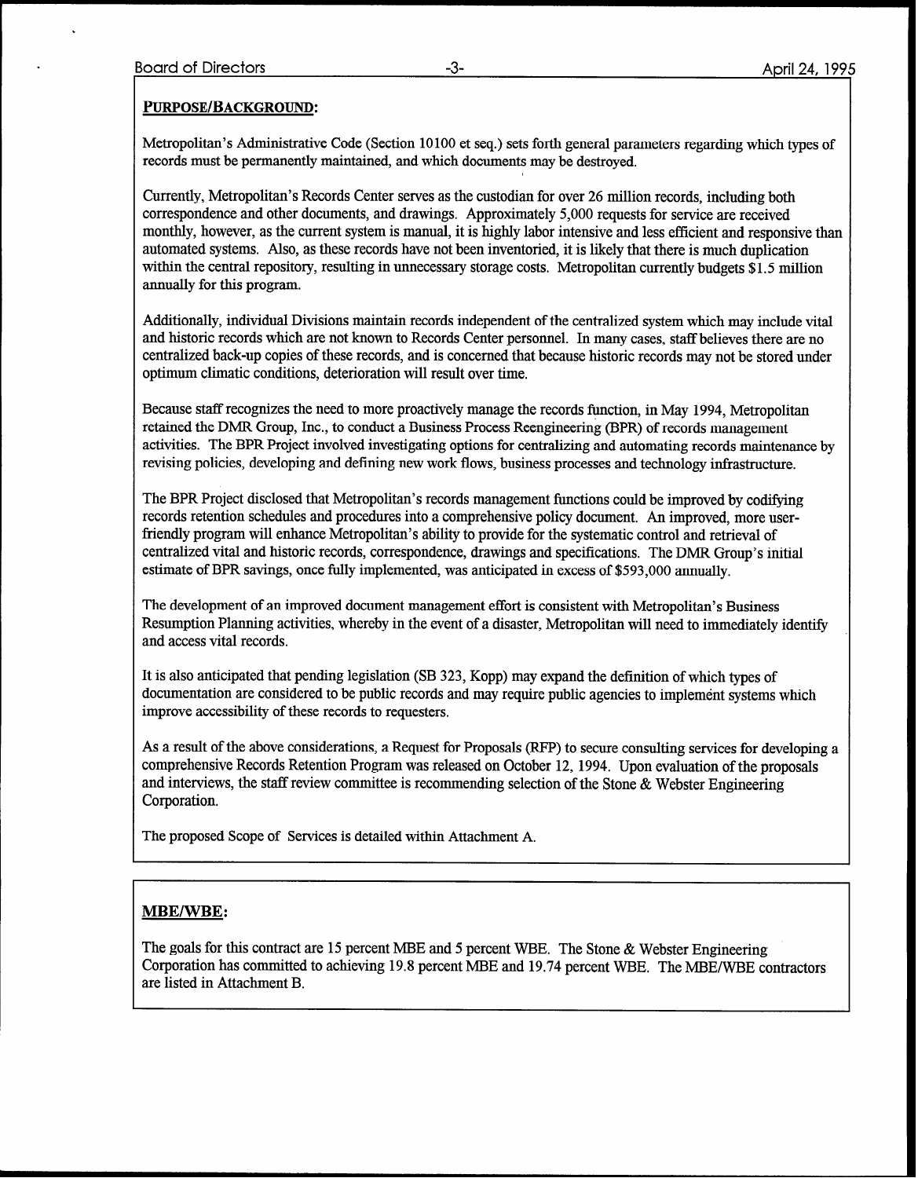## PURPOSE/BACKGROUND:

Metropolitan's Administrative Code (Section 10100 et seq.) sets forth general parameters regarding which types of records must be permanently maintained, and which documents may be destroyed.

Currently, Metropolitan's Records Center serves as the custodian for over 26 million records, including both correspondence and other documents, and drawings. Approximately 5,000 requests for service are received monthly, however, as the current system is manual, it is highly labor intensive and less efficient and responsive than automated systems. Also, as these records have not been inventoried, it is likely that there is much duplication within the central repository, resulting in unnecessary storage costs. Metropolitan currently budgets $1.5 million annually for this program.

Additionally, individual Divisions maintain records independent of the centralized system which may include vital and historic records which are not known to Records Center personnel. In many cases, staff believes there are no centralized back-up copies of these records, and is concerned that because historic records may not be stored under optimum climatic conditions, deterioration will result over time.

Because staff recognizes the need to more proactively manage the records function, in May 1994, Metropolitan retained the DMR Group, Inc., to conduct a Business Process Reengineering (BPR) of records management activities. The BPR Project involved investigating options for centralizing and automating records maintenance by revising policies, developing and defining new work flows, business processes and technology infrastructure.

The BPR Project disclosed that Metropolitan's records management functions could be improved by codifying records retention schedules and procedures into a comprehensive policy document. An improved, more user-friendly program will enhance Metropolitan's ability to provide for the systematic control and retrieval of centralized vital and historic records, correspondence, drawings and specifications. The DMR Group's initial estimate of BPR savings, once fully implemented, was anticipated in excess of $593,000 annually.

The development of an improved document management effort is consistent with Metropolitan's Business Resumption Planning activities, whereby in the event of a disaster, Metropolitan will need to immediately identify and access vital records.

It is also anticipated that pending legislation (SB 323, Kopp) may expand the definition of which types of documentation are considered to be public records and may require public agencies to implement systems which improve accessibility of these records to requesters.

As a result of the above considerations, a Request for Proposals (RFP) to secure consulting services for developing a comprehensive Records Retention Program was released on October 12, 1994. Upon evaluation of the proposals and interviews, the staff review committee is recommending selection of the Stone & Webster Engineering Corporation.

The proposed Scope of Services is detailed within Attachment A.

## MBE/WBE:

The goals for this contract are 15 percent MBE and 5 percent WBE. The Stone & Webster Engineering Corporation has committed to achieving 19.8 percent MBE and 19.74 percent WBE. The MBE/WBE contractors are listed in Attachment B.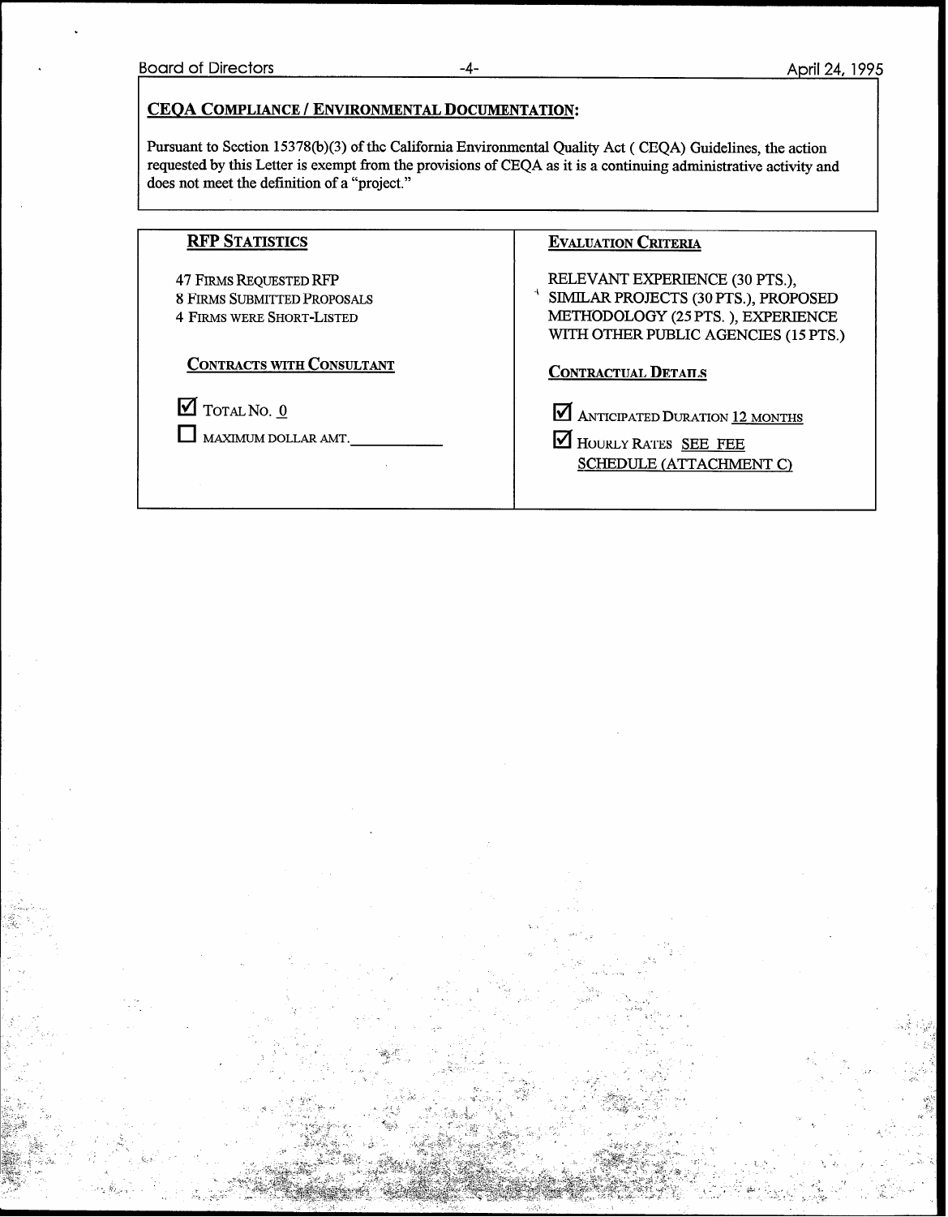## CEQA COMPLIANCE / ENVIRONMENTAL DOCUMENTATION:

Pursuant to Section 15378(b)(3) of the California Environmental Quality Act ( CEQA) Guidelines, the action requested by this Letter is exempt from the provisions of CEQA as it is a continuing administrative activity and does not meet the definition of a "project."

| RFP STATISTICS | EVALUATION CRITERIA |
|---|---|
| 47 FIRMS REQUESTED RFP<br>8 FIRMS SUBMITTED PROPOSALS<br>4 FIRMS WERE SHORT-LISTED | RELEVANT EXPERIENCE (30 PTS.), SIMILAR PROJECTS (30 PTS.), PROPOSED METHODOLOGY (25 PTS. ), EXPERIENCE WITH OTHER PUBLIC AGENCIES (15 PTS.) |
| **CONTRACTS WITH CONSULTANT** | **CONTRACTUAL DETAILS** |
| ☑ TOTAL NO. 0<br>☐ MAXIMUM DOLLAR AMT.____________ | ☑ ANTICIPATED DURATION 12 MONTHS<br>☑ HOURLY RATES SEE FEE SCHEDULE (ATTACHMENT C) |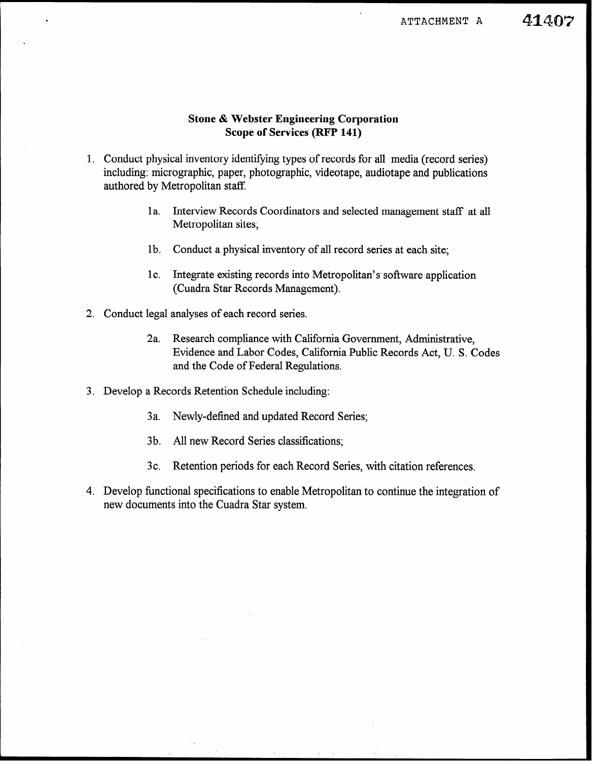ATTACHMENT A 41407

**Stone & Webster Engineering Corporation**
**Scope of Services (RFP 141)**

1. Conduct physical inventory identifying types of records for all media (record series) including: micrographic, paper, photographic, videotape, audiotape and publications authored by Metropolitan staff.

    1a. Interview Records Coordinators and selected management staff at all Metropolitan sites;

    1b. Conduct a physical inventory of all record series at each site;

    1c. Integrate existing records into Metropolitan's software application (Cuadra Star Records Management).

2. Conduct legal analyses of each record series.

    2a. Research compliance with California Government, Administrative, Evidence and Labor Codes, California Public Records Act, U. S. Codes and the Code of Federal Regulations.

3. Develop a Records Retention Schedule including:

    3a. Newly-defined and updated Record Series;

    3b. All new Record Series classifications;

    3c. Retention periods for each Record Series, with citation references.

4. Develop functional specifications to enable Metropolitan to continue the integration of new documents into the Cuadra Star system.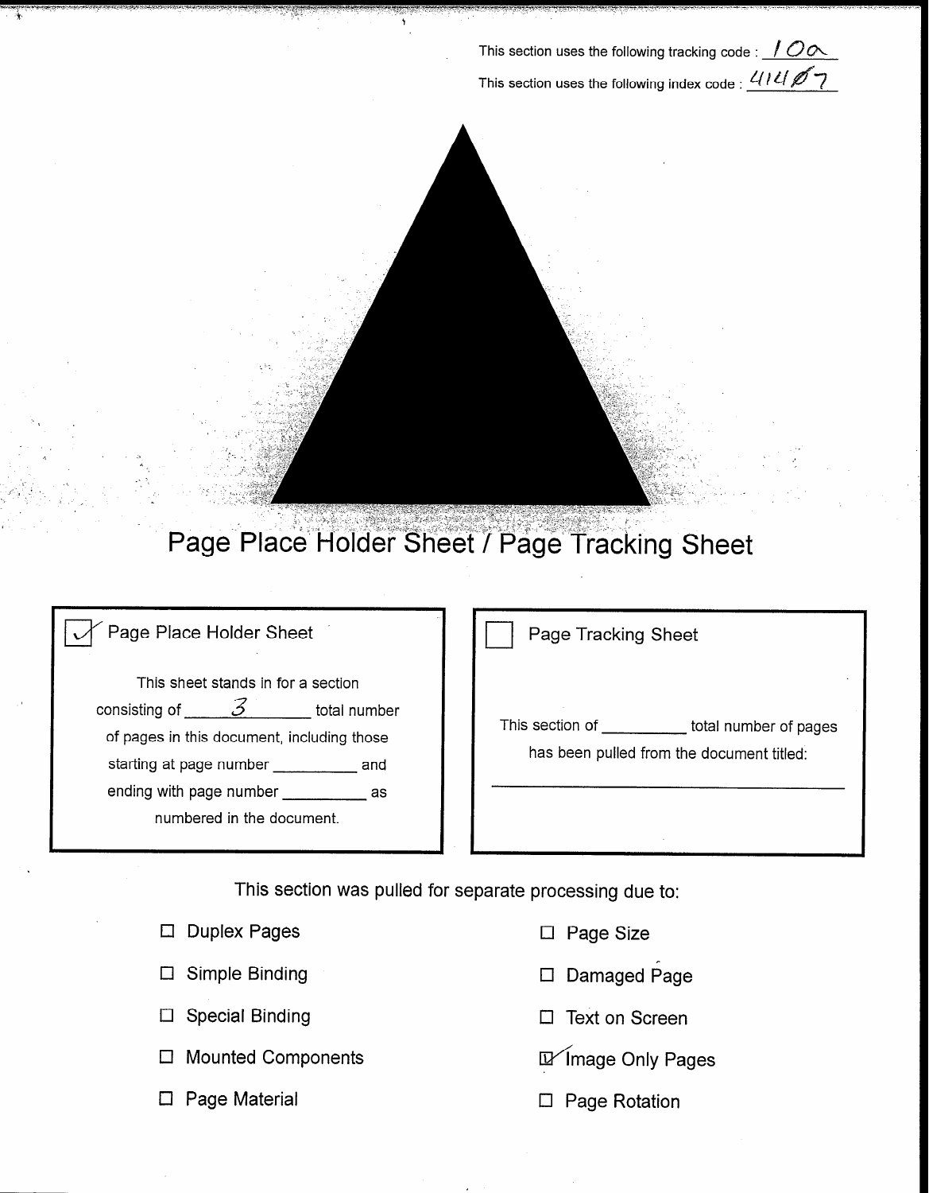This section uses the following tracking code : 10a

This section uses the following index code : 41407

# Page Place Holder Sheet / Page Tracking Sheet

☑ Page Place Holder Sheet

This sheet stands in for a section consisting of 3 total number of pages in this document, including those starting at page number ______ and ending with page number ______ as numbered in the document.

☐ Page Tracking Sheet

This section of ______ total number of pages has been pulled from the document titled:

______________________________

This section was pulled for separate processing due to:

- ☐ Duplex Pages
- ☐ Simple Binding
- ☐ Special Binding
- ☐ Mounted Components
- ☐ Page Material
- ☐ Page Size
- ☐ Damaged Page
- ☐ Text on Screen
- ☑ Image Only Pages
- ☐ Page Rotation